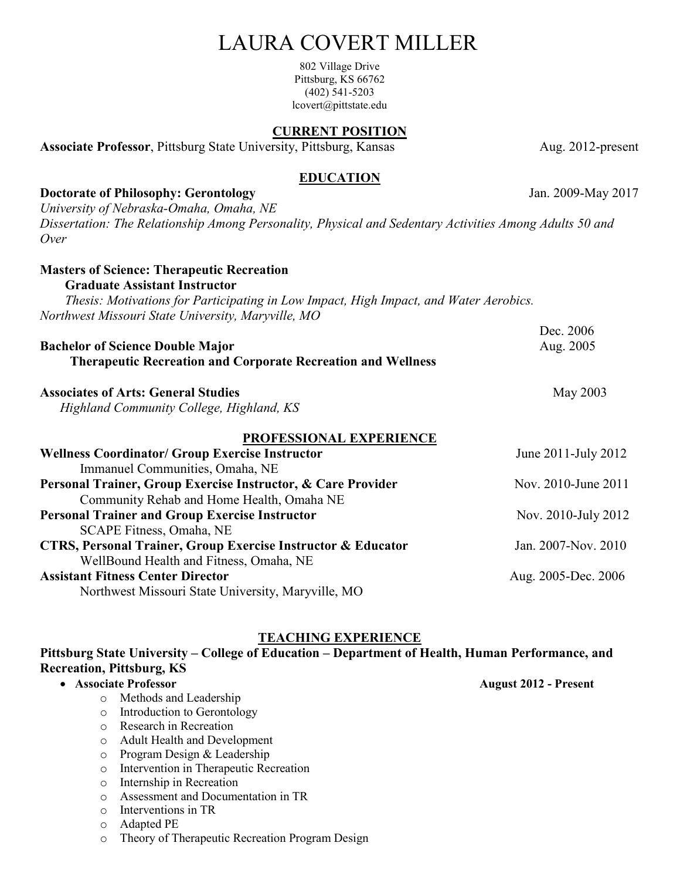# LAURA COVERT MILLER

802 Village Drive
Pittsburg, KS 66762
(402) 541-5203
lcovert@pittstate.edu

## CURRENT POSITION

**Associate Professor**, Pittsburg State University, Pittsburg, Kansas — Aug. 2012-present

## EDUCATION

**Doctorate of Philosophy: Gerontology** — Jan. 2009-May 2017
*University of Nebraska-Omaha, Omaha, NE*
*Dissertation: The Relationship Among Personality, Physical and Sedentary Activities Among Adults 50 and Over*

**Masters of Science: Therapeutic Recreation**
**Graduate Assistant Instructor**
*Thesis: Motivations for Participating in Low Impact, High Impact, and Water Aerobics.*
*Northwest Missouri State University, Maryville, MO*
Dec. 2006

**Bachelor of Science Double Major** — Aug. 2005
**Therapeutic Recreation and Corporate Recreation and Wellness**

**Associates of Arts: General Studies** — May 2003
*Highland Community College, Highland, KS*

## PROFESSIONAL EXPERIENCE

**Wellness Coordinator/ Group Exercise Instructor** — June 2011-July 2012
Immanuel Communities, Omaha, NE

**Personal Trainer, Group Exercise Instructor, & Care Provider** — Nov. 2010-June 2011
Community Rehab and Home Health, Omaha NE

**Personal Trainer and Group Exercise Instructor** — Nov. 2010-July 2012
SCAPE Fitness, Omaha, NE

**CTRS, Personal Trainer, Group Exercise Instructor & Educator** — Jan. 2007-Nov. 2010
WellBound Health and Fitness, Omaha, NE

**Assistant Fitness Center Director** — Aug. 2005-Dec. 2006
Northwest Missouri State University, Maryville, MO

## TEACHING EXPERIENCE

**Pittsburg State University – College of Education – Department of Health, Human Performance, and Recreation, Pittsburg, KS**

- **Associate Professor** — **August 2012 - Present**
  - Methods and Leadership
  - Introduction to Gerontology
  - Research in Recreation
  - Adult Health and Development
  - Program Design & Leadership
  - Intervention in Therapeutic Recreation
  - Internship in Recreation
  - Assessment and Documentation in TR
  - Interventions in TR
  - Adapted PE
  - Theory of Therapeutic Recreation Program Design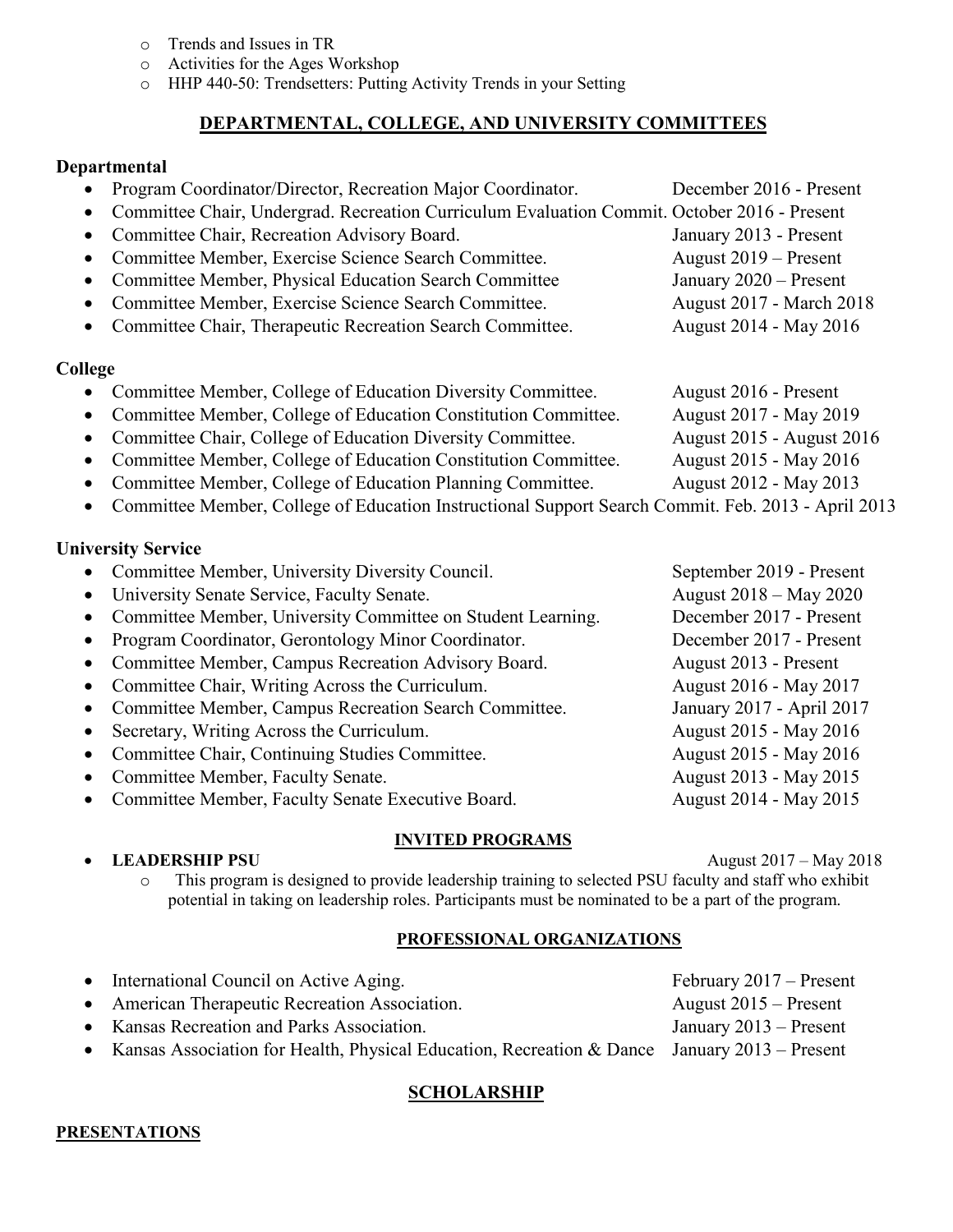- Trends and Issues in TR
- Activities for the Ages Workshop
- HHP 440-50: Trendsetters: Putting Activity Trends in your Setting

## DEPARTMENTAL, COLLEGE, AND UNIVERSITY COMMITTEES

**Departmental**

- Program Coordinator/Director, Recreation Major Coordinator. December 2016 - Present
- Committee Chair, Undergrad. Recreation Curriculum Evaluation Commit. October 2016 - Present
- Committee Chair, Recreation Advisory Board. January 2013 - Present
- Committee Member, Exercise Science Search Committee. August 2019 – Present
- Committee Member, Physical Education Search Committee January 2020 – Present
- Committee Member, Exercise Science Search Committee. August 2017 - March 2018
- Committee Chair, Therapeutic Recreation Search Committee. August 2014 - May 2016

**College**

- Committee Member, College of Education Diversity Committee. August 2016 - Present
- Committee Member, College of Education Constitution Committee. August 2017 - May 2019
- Committee Chair, College of Education Diversity Committee. August 2015 - August 2016
- Committee Member, College of Education Constitution Committee. August 2015 - May 2016
- Committee Member, College of Education Planning Committee. August 2012 - May 2013
- Committee Member, College of Education Instructional Support Search Commit. Feb. 2013 - April 2013

**University Service**

- Committee Member, University Diversity Council. September 2019 - Present
- University Senate Service, Faculty Senate. August 2018 – May 2020
- Committee Member, University Committee on Student Learning. December 2017 - Present
- Program Coordinator, Gerontology Minor Coordinator. December 2017 - Present
- Committee Member, Campus Recreation Advisory Board. August 2013 - Present
- Committee Chair, Writing Across the Curriculum. August 2016 - May 2017
- Committee Member, Campus Recreation Search Committee. January 2017 - April 2017
- Secretary, Writing Across the Curriculum. August 2015 - May 2016
- Committee Chair, Continuing Studies Committee. August 2015 - May 2016
- Committee Member, Faculty Senate. August 2013 - May 2015
- Committee Member, Faculty Senate Executive Board. August 2014 - May 2015

## INVITED PROGRAMS

- **LEADERSHIP PSU** August 2017 – May 2018
  - This program is designed to provide leadership training to selected PSU faculty and staff who exhibit potential in taking on leadership roles. Participants must be nominated to be a part of the program.

## PROFESSIONAL ORGANIZATIONS

- International Council on Active Aging. February 2017 – Present
- American Therapeutic Recreation Association. August 2015 – Present
- Kansas Recreation and Parks Association. January 2013 – Present
- Kansas Association for Health, Physical Education, Recreation & Dance January 2013 – Present

## SCHOLARSHIP

### PRESENTATIONS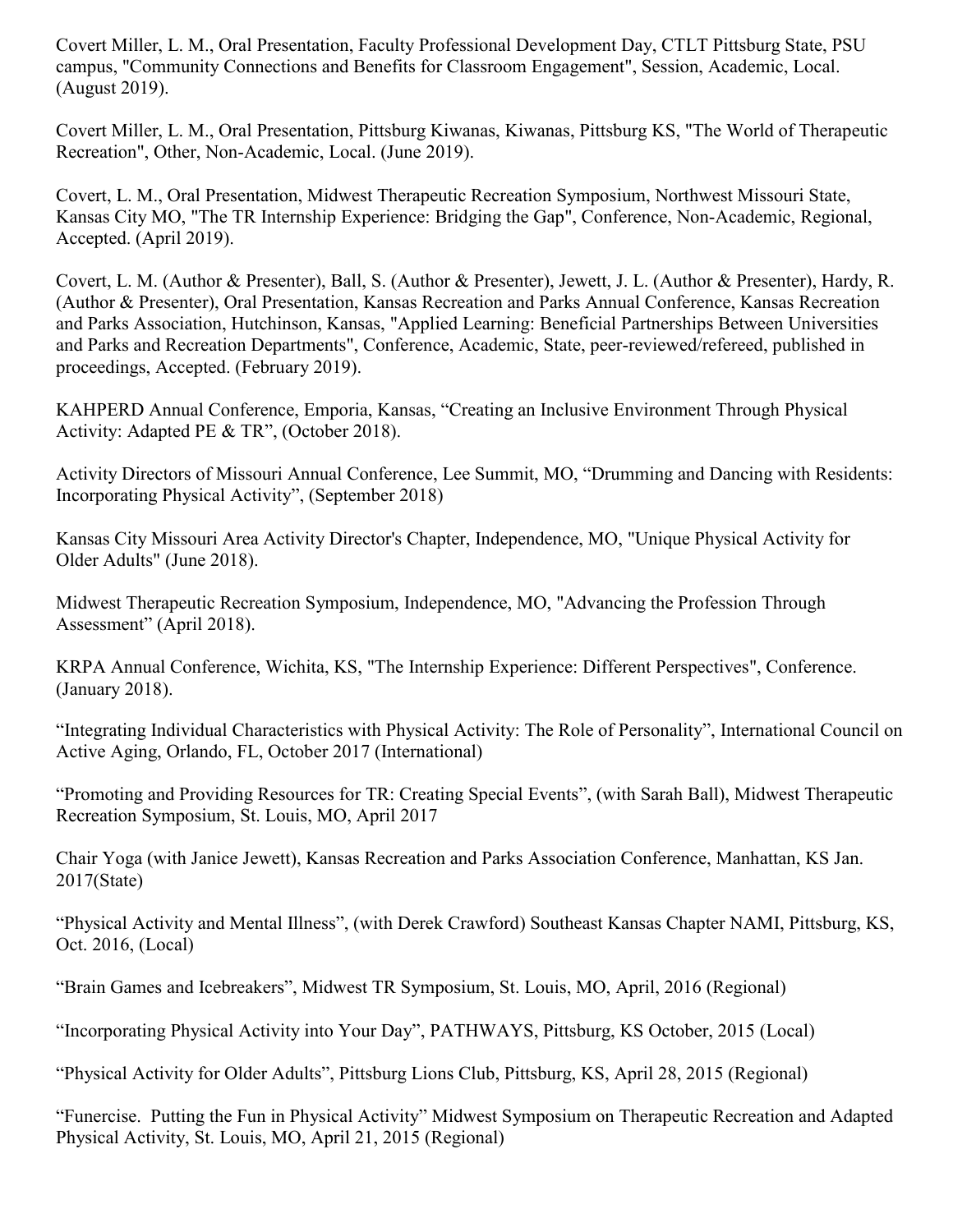Covert Miller, L. M., Oral Presentation, Faculty Professional Development Day, CTLT Pittsburg State, PSU campus, "Community Connections and Benefits for Classroom Engagement", Session, Academic, Local. (August 2019).

Covert Miller, L. M., Oral Presentation, Pittsburg Kiwanas, Kiwanas, Pittsburg KS, "The World of Therapeutic Recreation", Other, Non-Academic, Local. (June 2019).

Covert, L. M., Oral Presentation, Midwest Therapeutic Recreation Symposium, Northwest Missouri State, Kansas City MO, "The TR Internship Experience: Bridging the Gap", Conference, Non-Academic, Regional, Accepted. (April 2019).

Covert, L. M. (Author & Presenter), Ball, S. (Author & Presenter), Jewett, J. L. (Author & Presenter), Hardy, R. (Author & Presenter), Oral Presentation, Kansas Recreation and Parks Annual Conference, Kansas Recreation and Parks Association, Hutchinson, Kansas, "Applied Learning: Beneficial Partnerships Between Universities and Parks and Recreation Departments", Conference, Academic, State, peer-reviewed/refereed, published in proceedings, Accepted. (February 2019).

KAHPERD Annual Conference, Emporia, Kansas, "Creating an Inclusive Environment Through Physical Activity: Adapted PE & TR", (October 2018).

Activity Directors of Missouri Annual Conference, Lee Summit, MO, "Drumming and Dancing with Residents: Incorporating Physical Activity", (September 2018)

Kansas City Missouri Area Activity Director's Chapter, Independence, MO, "Unique Physical Activity for Older Adults" (June 2018).

Midwest Therapeutic Recreation Symposium, Independence, MO, "Advancing the Profession Through Assessment" (April 2018).

KRPA Annual Conference, Wichita, KS, "The Internship Experience: Different Perspectives", Conference. (January 2018).

"Integrating Individual Characteristics with Physical Activity: The Role of Personality", International Council on Active Aging, Orlando, FL, October 2017 (International)

"Promoting and Providing Resources for TR: Creating Special Events", (with Sarah Ball), Midwest Therapeutic Recreation Symposium, St. Louis, MO, April 2017

Chair Yoga (with Janice Jewett), Kansas Recreation and Parks Association Conference, Manhattan, KS Jan. 2017(State)

"Physical Activity and Mental Illness", (with Derek Crawford) Southeast Kansas Chapter NAMI, Pittsburg, KS, Oct. 2016, (Local)

"Brain Games and Icebreakers", Midwest TR Symposium, St. Louis, MO, April, 2016 (Regional)

"Incorporating Physical Activity into Your Day", PATHWAYS, Pittsburg, KS October, 2015 (Local)

"Physical Activity for Older Adults", Pittsburg Lions Club, Pittsburg, KS, April 28, 2015 (Regional)

"Funercise. Putting the Fun in Physical Activity" Midwest Symposium on Therapeutic Recreation and Adapted Physical Activity, St. Louis, MO, April 21, 2015 (Regional)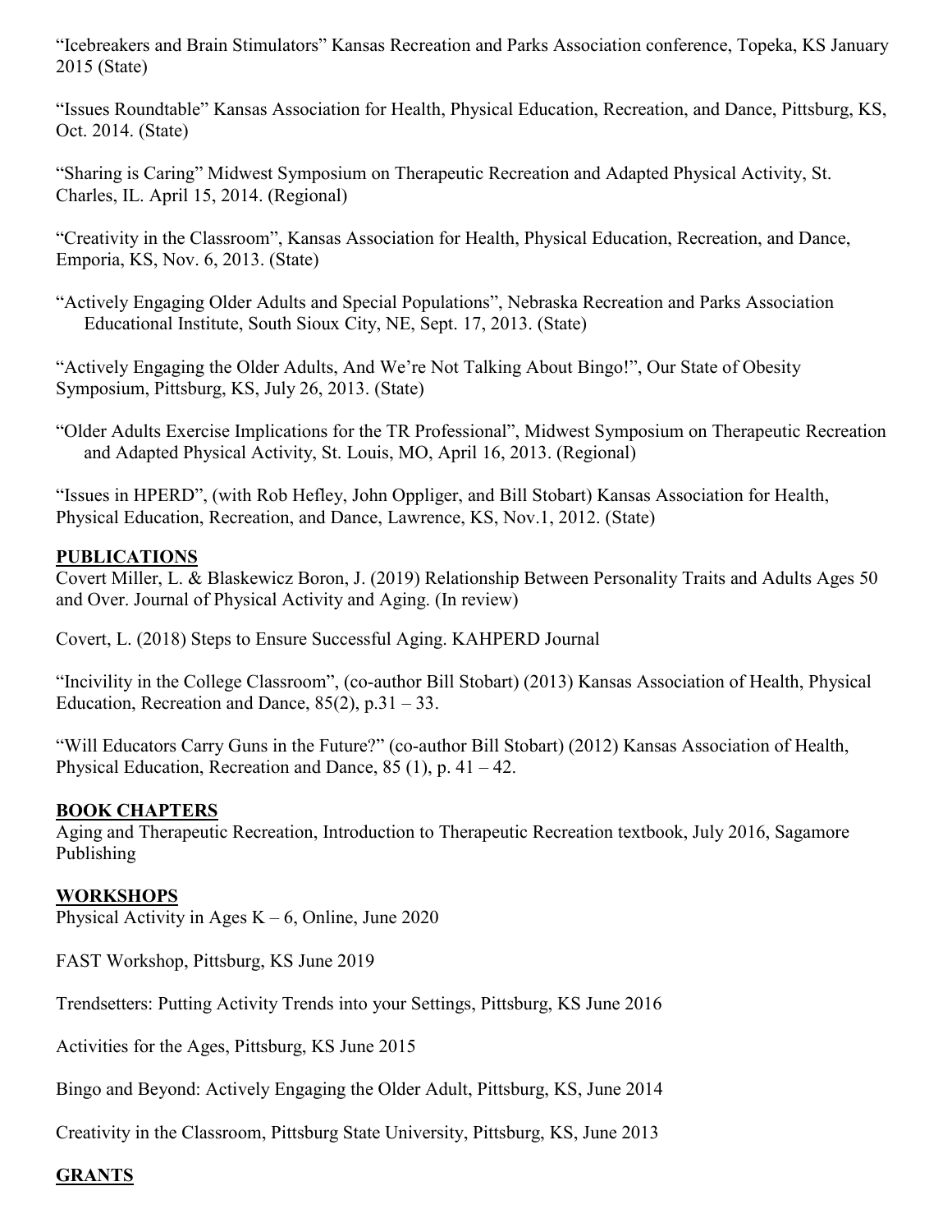"Icebreakers and Brain Stimulators" Kansas Recreation and Parks Association conference, Topeka, KS January 2015 (State)

"Issues Roundtable" Kansas Association for Health, Physical Education, Recreation, and Dance, Pittsburg, KS, Oct. 2014. (State)

"Sharing is Caring" Midwest Symposium on Therapeutic Recreation and Adapted Physical Activity, St. Charles, IL. April 15, 2014. (Regional)

"Creativity in the Classroom", Kansas Association for Health, Physical Education, Recreation, and Dance, Emporia, KS, Nov. 6, 2013. (State)

"Actively Engaging Older Adults and Special Populations", Nebraska Recreation and Parks Association Educational Institute, South Sioux City, NE, Sept. 17, 2013. (State)

"Actively Engaging the Older Adults, And We're Not Talking About Bingo!", Our State of Obesity Symposium, Pittsburg, KS, July 26, 2013. (State)

"Older Adults Exercise Implications for the TR Professional", Midwest Symposium on Therapeutic Recreation and Adapted Physical Activity, St. Louis, MO, April 16, 2013. (Regional)

"Issues in HPERD", (with Rob Hefley, John Oppliger, and Bill Stobart) Kansas Association for Health, Physical Education, Recreation, and Dance, Lawrence, KS, Nov.1, 2012. (State)

## PUBLICATIONS

Covert Miller, L. & Blaskewicz Boron, J. (2019) Relationship Between Personality Traits and Adults Ages 50 and Over. Journal of Physical Activity and Aging. (In review)

Covert, L. (2018) Steps to Ensure Successful Aging. KAHPERD Journal

"Incivility in the College Classroom", (co-author Bill Stobart) (2013) Kansas Association of Health, Physical Education, Recreation and Dance, 85(2), p.31 – 33.

"Will Educators Carry Guns in the Future?" (co-author Bill Stobart) (2012) Kansas Association of Health, Physical Education, Recreation and Dance, 85 (1), p. 41 – 42.

## BOOK CHAPTERS

Aging and Therapeutic Recreation, Introduction to Therapeutic Recreation textbook, July 2016, Sagamore Publishing

## WORKSHOPS

Physical Activity in Ages K – 6, Online, June 2020

FAST Workshop, Pittsburg, KS June 2019

Trendsetters: Putting Activity Trends into your Settings, Pittsburg, KS June 2016

Activities for the Ages, Pittsburg, KS June 2015

Bingo and Beyond: Actively Engaging the Older Adult, Pittsburg, KS, June 2014

Creativity in the Classroom, Pittsburg State University, Pittsburg, KS, June 2013

## GRANTS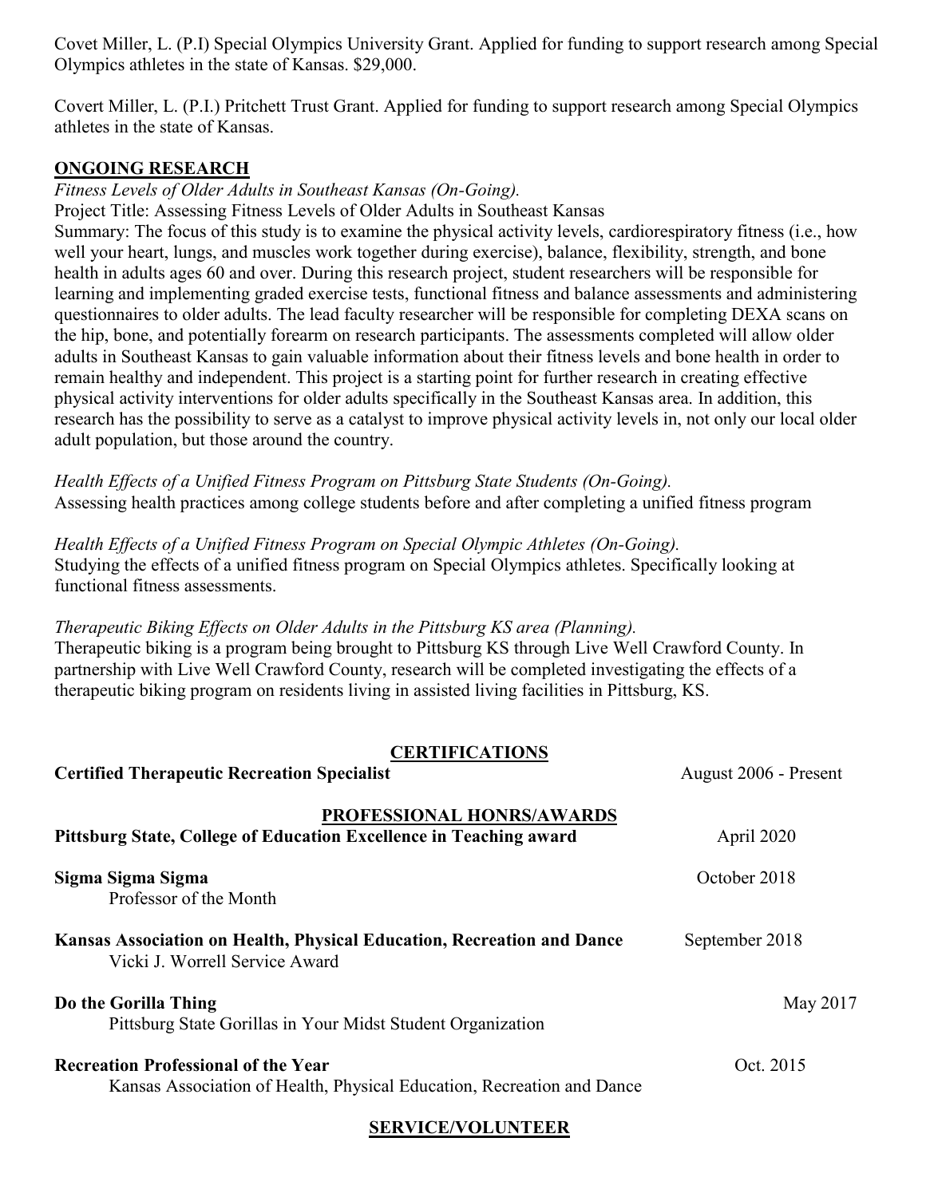Covet Miller, L. (P.I) Special Olympics University Grant. Applied for funding to support research among Special Olympics athletes in the state of Kansas. $29,000.

Covert Miller, L. (P.I.) Pritchett Trust Grant. Applied for funding to support research among Special Olympics athletes in the state of Kansas.

## ONGOING RESEARCH

*Fitness Levels of Older Adults in Southeast Kansas (On-Going).*

Project Title: Assessing Fitness Levels of Older Adults in Southeast Kansas

Summary: The focus of this study is to examine the physical activity levels, cardiorespiratory fitness (i.e., how well your heart, lungs, and muscles work together during exercise), balance, flexibility, strength, and bone health in adults ages 60 and over. During this research project, student researchers will be responsible for learning and implementing graded exercise tests, functional fitness and balance assessments and administering questionnaires to older adults. The lead faculty researcher will be responsible for completing DEXA scans on the hip, bone, and potentially forearm on research participants. The assessments completed will allow older adults in Southeast Kansas to gain valuable information about their fitness levels and bone health in order to remain healthy and independent. This project is a starting point for further research in creating effective physical activity interventions for older adults specifically in the Southeast Kansas area. In addition, this research has the possibility to serve as a catalyst to improve physical activity levels in, not only our local older adult population, but those around the country.

*Health Effects of a Unified Fitness Program on Pittsburg State Students (On-Going).*

Assessing health practices among college students before and after completing a unified fitness program

*Health Effects of a Unified Fitness Program on Special Olympic Athletes (On-Going).*

Studying the effects of a unified fitness program on Special Olympics athletes. Specifically looking at functional fitness assessments.

*Therapeutic Biking Effects on Older Adults in the Pittsburg KS area (Planning).*

Therapeutic biking is a program being brought to Pittsburg KS through Live Well Crawford County. In partnership with Live Well Crawford County, research will be completed investigating the effects of a therapeutic biking program on residents living in assisted living facilities in Pittsburg, KS.

## CERTIFICATIONS

**Certified Therapeutic Recreation Specialist** — August 2006 - Present

## PROFESSIONAL HONRS/AWARDS

**Pittsburg State, College of Education Excellence in Teaching award** — April 2020

**Sigma Sigma Sigma** — October 2018
Professor of the Month

**Kansas Association on Health, Physical Education, Recreation and Dance** — September 2018
Vicki J. Worrell Service Award

**Do the Gorilla Thing** — May 2017
Pittsburg State Gorillas in Your Midst Student Organization

**Recreation Professional of the Year** — Oct. 2015
Kansas Association of Health, Physical Education, Recreation and Dance

## SERVICE/VOLUNTEER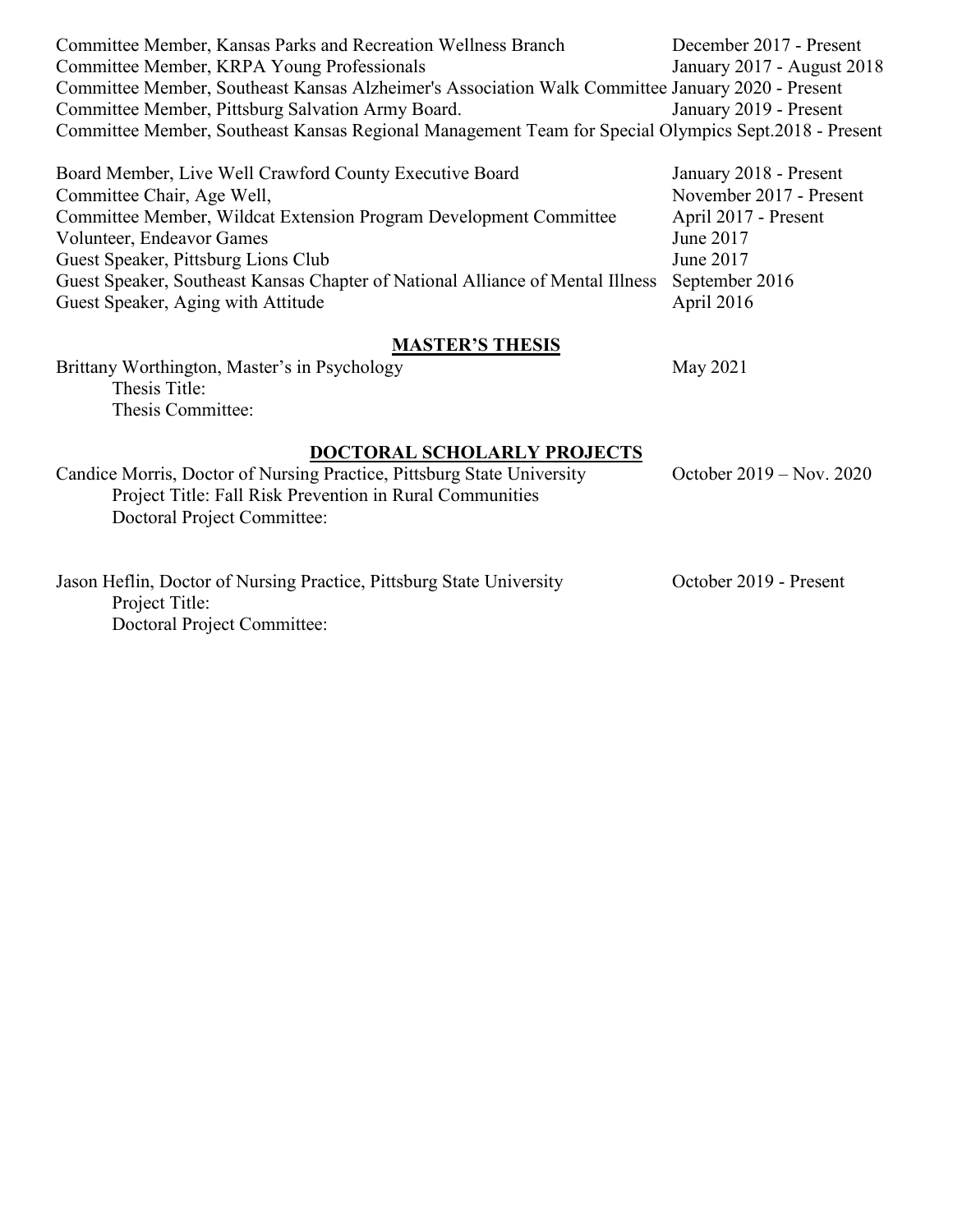Committee Member, Kansas Parks and Recreation Wellness Branch December 2017 - Present
Committee Member, KRPA Young Professionals January 2017 - August 2018
Committee Member, Southeast Kansas Alzheimer's Association Walk Committee January 2020 - Present
Committee Member, Pittsburg Salvation Army Board. January 2019 - Present
Committee Member, Southeast Kansas Regional Management Team for Special Olympics Sept.2018 - Present

Board Member, Live Well Crawford County Executive Board January 2018 - Present
Committee Chair, Age Well, November 2017 - Present
Committee Member, Wildcat Extension Program Development Committee April 2017 - Present
Volunteer, Endeavor Games June 2017
Guest Speaker, Pittsburg Lions Club June 2017
Guest Speaker, Southeast Kansas Chapter of National Alliance of Mental Illness September 2016
Guest Speaker, Aging with Attitude April 2016

## MASTER'S THESIS

Brittany Worthington, Master's in Psychology May 2021
 Thesis Title:
 Thesis Committee:

## DOCTORAL SCHOLARLY PROJECTS

Candice Morris, Doctor of Nursing Practice, Pittsburg State University October 2019 – Nov. 2020
 Project Title: Fall Risk Prevention in Rural Communities
 Doctoral Project Committee:

Jason Heflin, Doctor of Nursing Practice, Pittsburg State University October 2019 - Present
 Project Title:
 Doctoral Project Committee: